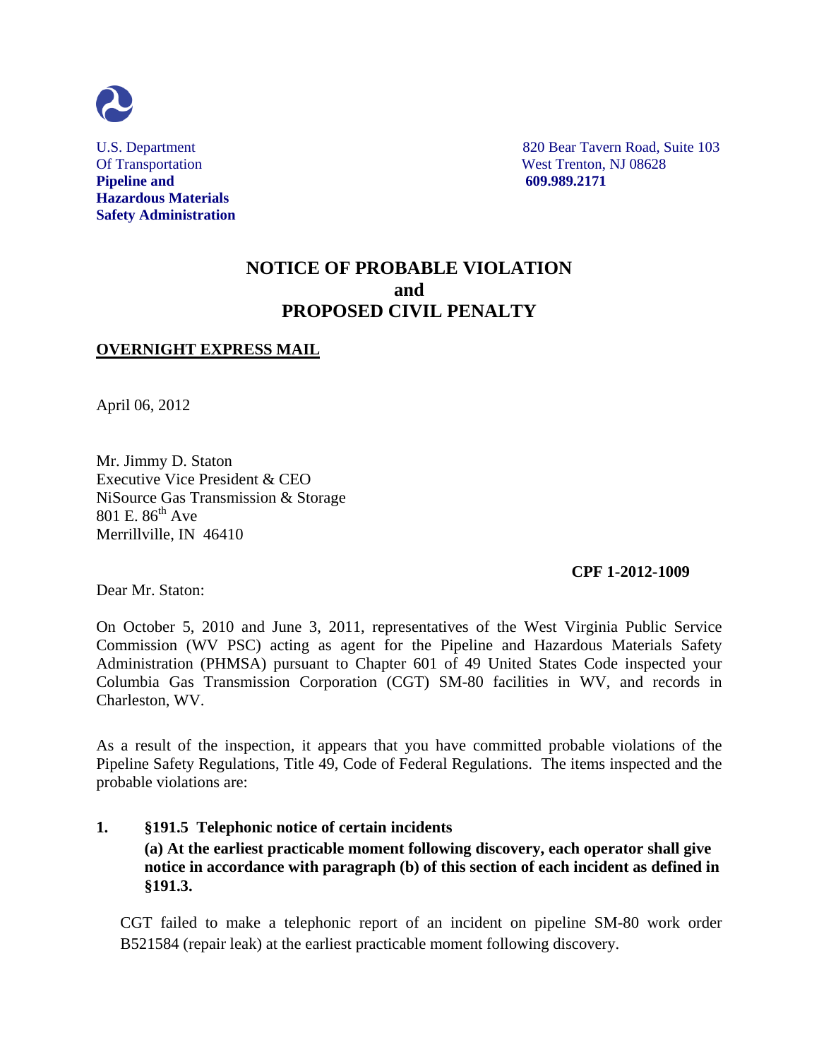U.S. Department
Of Transportation
**Pipeline and**
**Hazardous Materials**
**Safety Administration**

820 Bear Tavern Road, Suite 103
West Trenton, NJ 08628
**609.989.2171**

# NOTICE OF PROBABLE VIOLATION
# and
# PROPOSED CIVIL PENALTY

**OVERNIGHT EXPRESS MAIL**

April 06, 2012

Mr. Jimmy D. Staton
Executive Vice President & CEO
NiSource Gas Transmission & Storage
801 E. 86th Ave
Merrillville, IN 46410

**CPF 1-2012-1009**

Dear Mr. Staton:

On October 5, 2010 and June 3, 2011, representatives of the West Virginia Public Service Commission (WV PSC) acting as agent for the Pipeline and Hazardous Materials Safety Administration (PHMSA) pursuant to Chapter 601 of 49 United States Code inspected your Columbia Gas Transmission Corporation (CGT) SM-80 facilities in WV, and records in Charleston, WV.

As a result of the inspection, it appears that you have committed probable violations of the Pipeline Safety Regulations, Title 49, Code of Federal Regulations. The items inspected and the probable violations are:

**1. §191.5 Telephonic notice of certain incidents**
**(a) At the earliest practicable moment following discovery, each operator shall give notice in accordance with paragraph (b) of this section of each incident as defined in §191.3.**

CGT failed to make a telephonic report of an incident on pipeline SM-80 work order B521584 (repair leak) at the earliest practicable moment following discovery.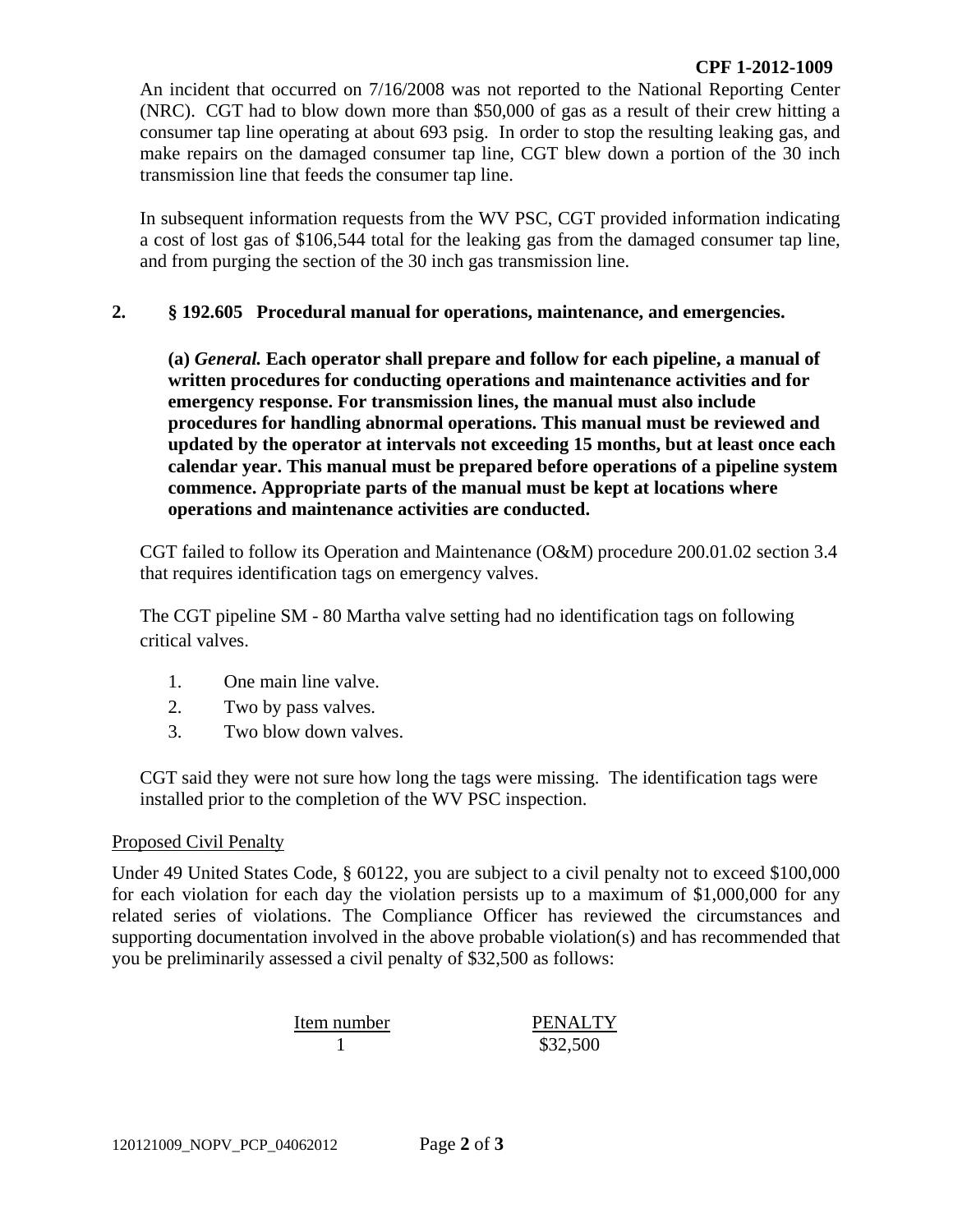An incident that occurred on 7/16/2008 was not reported to the National Reporting Center (NRC). CGT had to blow down more than $50,000 of gas as a result of their crew hitting a consumer tap line operating at about 693 psig. In order to stop the resulting leaking gas, and make repairs on the damaged consumer tap line, CGT blew down a portion of the 30 inch transmission line that feeds the consumer tap line.

In subsequent information requests from the WV PSC, CGT provided information indicating a cost of lost gas of $106,544 total for the leaking gas from the damaged consumer tap line, and from purging the section of the 30 inch gas transmission line.

**2. § 192.605 Procedural manual for operations, maintenance, and emergencies.**

**(a) *General.* Each operator shall prepare and follow for each pipeline, a manual of written procedures for conducting operations and maintenance activities and for emergency response. For transmission lines, the manual must also include procedures for handling abnormal operations. This manual must be reviewed and updated by the operator at intervals not exceeding 15 months, but at least once each calendar year. This manual must be prepared before operations of a pipeline system commence. Appropriate parts of the manual must be kept at locations where operations and maintenance activities are conducted.**

CGT failed to follow its Operation and Maintenance (O&M) procedure 200.01.02 section 3.4 that requires identification tags on emergency valves.

The CGT pipeline SM - 80 Martha valve setting had no identification tags on following critical valves.

1. One main line valve.
2. Two by pass valves.
3. Two blow down valves.

CGT said they were not sure how long the tags were missing. The identification tags were installed prior to the completion of the WV PSC inspection.

Proposed Civil Penalty

Under 49 United States Code, § 60122, you are subject to a civil penalty not to exceed $100,000 for each violation for each day the violation persists up to a maximum of $1,000,000 for any related series of violations. The Compliance Officer has reviewed the circumstances and supporting documentation involved in the above probable violation(s) and has recommended that you be preliminarily assessed a civil penalty of $32,500 as follows:

| Item number | PENALTY |
|---|---|
| 1 | $32,500 |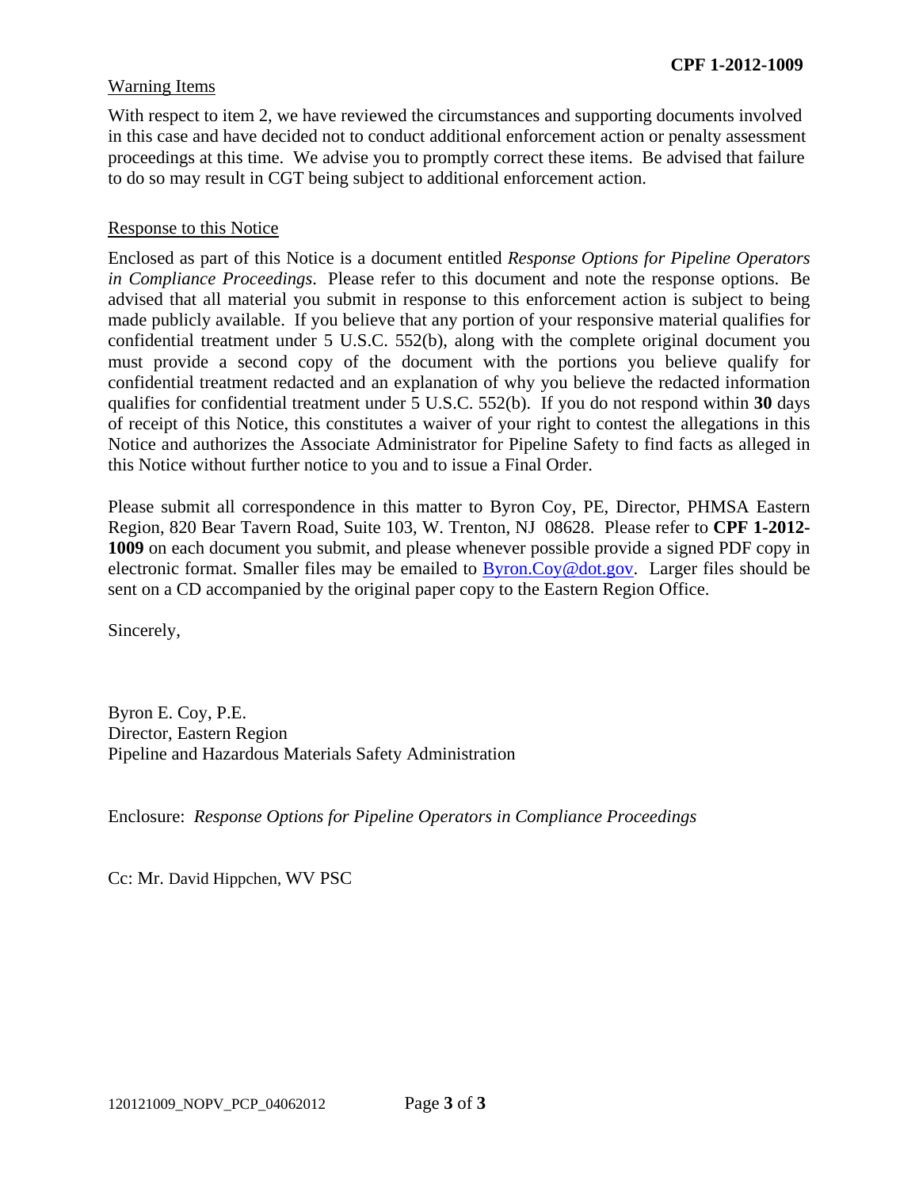Warning Items

With respect to item 2, we have reviewed the circumstances and supporting documents involved in this case and have decided not to conduct additional enforcement action or penalty assessment proceedings at this time. We advise you to promptly correct these items. Be advised that failure to do so may result in CGT being subject to additional enforcement action.

Response to this Notice

Enclosed as part of this Notice is a document entitled *Response Options for Pipeline Operators in Compliance Proceedings*. Please refer to this document and note the response options. Be advised that all material you submit in response to this enforcement action is subject to being made publicly available. If you believe that any portion of your responsive material qualifies for confidential treatment under 5 U.S.C. 552(b), along with the complete original document you must provide a second copy of the document with the portions you believe qualify for confidential treatment redacted and an explanation of why you believe the redacted information qualifies for confidential treatment under 5 U.S.C. 552(b). If you do not respond within **30** days of receipt of this Notice, this constitutes a waiver of your right to contest the allegations in this Notice and authorizes the Associate Administrator for Pipeline Safety to find facts as alleged in this Notice without further notice to you and to issue a Final Order.

Please submit all correspondence in this matter to Byron Coy, PE, Director, PHMSA Eastern Region, 820 Bear Tavern Road, Suite 103, W. Trenton, NJ 08628. Please refer to **CPF 1-2012-1009** on each document you submit, and please whenever possible provide a signed PDF copy in electronic format. Smaller files may be emailed to Byron.Coy@dot.gov. Larger files should be sent on a CD accompanied by the original paper copy to the Eastern Region Office.

Sincerely,

Byron E. Coy, P.E.
Director, Eastern Region
Pipeline and Hazardous Materials Safety Administration

Enclosure: *Response Options for Pipeline Operators in Compliance Proceedings*

Cc: Mr. David Hippchen, WV PSC